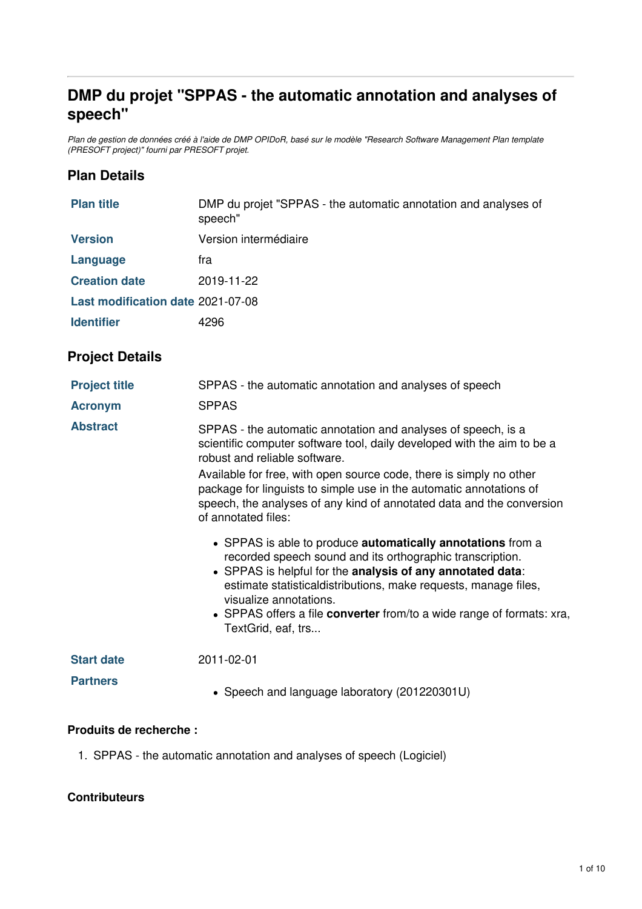# DMP du projet "SPPAS - the automatic annotation and analyses of speech"

*Plan de gestion de données créé à l'aide de DMP OPIDoR, basé sur le modèle "Research Software Management Plan template (PRESOFT project)" fourni par PRESOFT projet.*

## Plan Details

| | |
|---|---|
| **Plan title** | DMP du projet "SPPAS - the automatic annotation and analyses of speech" |
| **Version** | Version intermédiaire |
| **Language** | fra |
| **Creation date** | 2019-11-22 |
| **Last modification date** | 2021-07-08 |
| **Identifier** | 4296 |

## Project Details

**Project title**: SPPAS - the automatic annotation and analyses of speech

**Acronym**: SPPAS

**Abstract**:

SPPAS - the automatic annotation and analyses of speech, is a scientific computer software tool, daily developed with the aim to be a robust and reliable software.

Available for free, with open source code, there is simply no other package for linguists to simple use in the automatic annotations of speech, the analyses of any kind of annotated data and the conversion of annotated files:

- SPPAS is able to produce **automatically annotations** from a recorded speech sound and its orthographic transcription.
- SPPAS is helpful for the **analysis of any annotated data**: estimate statisticaldistributions, make requests, manage files, visualize annotations.
- SPPAS offers a file **converter** from/to a wide range of formats: xra, TextGrid, eaf, trs...

**Start date**: 2011-02-01

**Partners**:

- Speech and language laboratory (201220301U)

### Produits de recherche :

1. SPPAS - the automatic annotation and analyses of speech (Logiciel)

### Contributeurs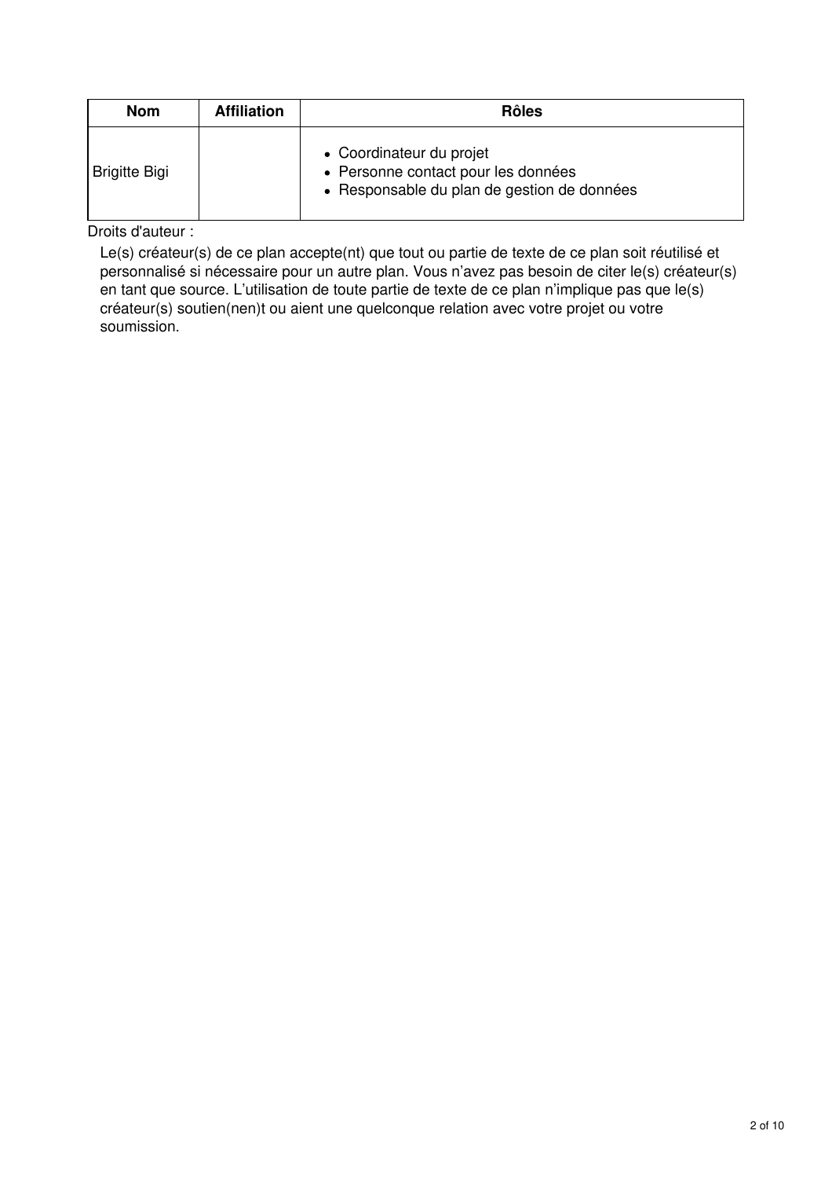| Nom | Affiliation | Rôles |
| --- | --- | --- |
| Brigitte Bigi | | • Coordinateur du projet<br>• Personne contact pour les données<br>• Responsable du plan de gestion de données |

Droits d'auteur :

Le(s) créateur(s) de ce plan accepte(nt) que tout ou partie de texte de ce plan soit réutilisé et personnalisé si nécessaire pour un autre plan. Vous n'avez pas besoin de citer le(s) créateur(s) en tant que source. L'utilisation de toute partie de texte de ce plan n'implique pas que le(s) créateur(s) soutien(nen)t ou aient une quelconque relation avec votre projet ou votre soumission.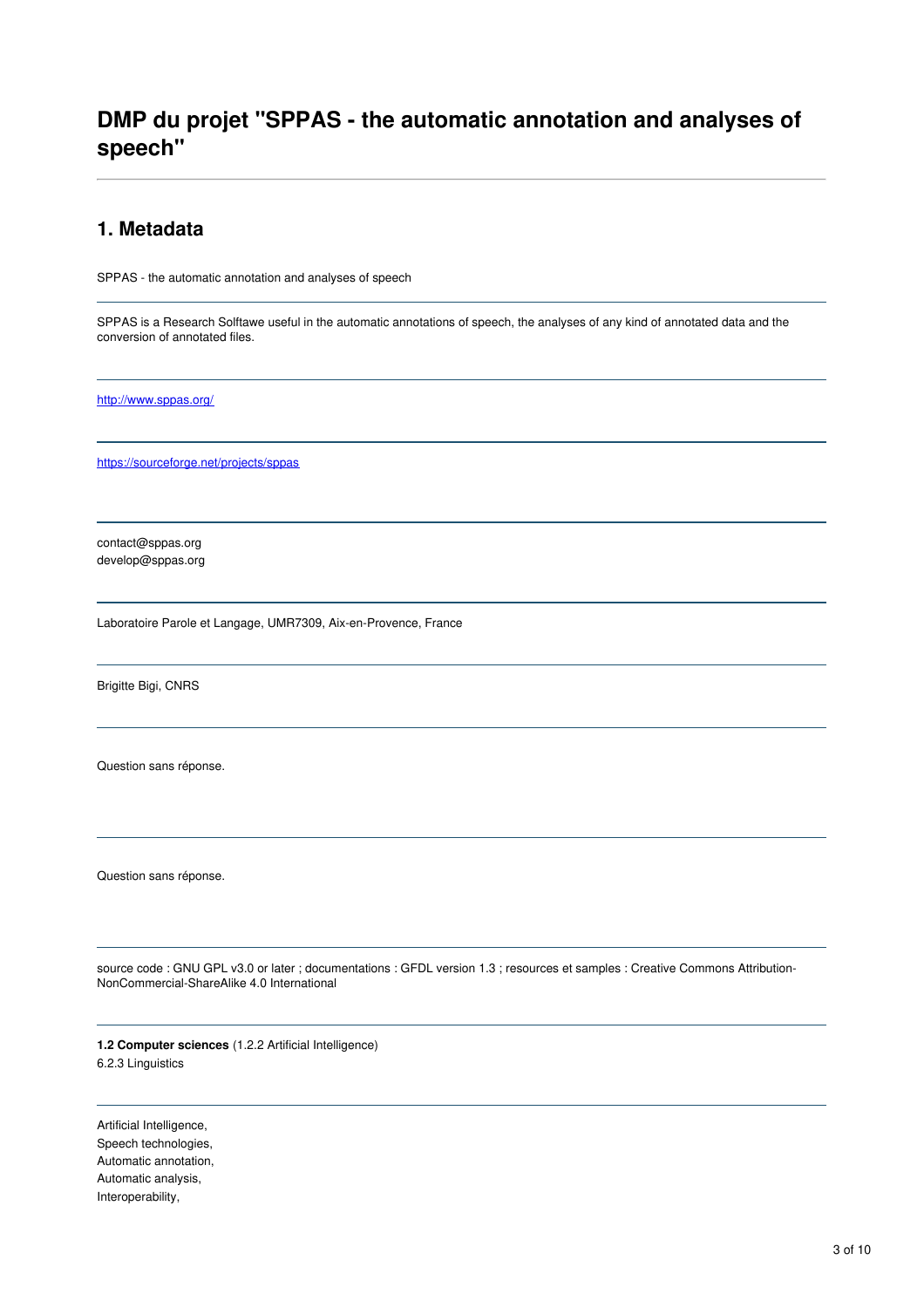# DMP du projet "SPPAS - the automatic annotation and analyses of speech"

---

## 1. Metadata

SPPAS - the automatic annotation and analyses of speech

---

SPPAS is a Research Solftawe useful in the automatic annotations of speech, the analyses of any kind of annotated data and the conversion of annotated files.

---

http://www.sppas.org/

---

https://sourceforge.net/projects/sppas

---

contact@sppas.org
develop@sppas.org

---

Laboratoire Parole et Langage, UMR7309, Aix-en-Provence, France

---

Brigitte Bigi, CNRS

---

Question sans réponse.

---

Question sans réponse.

---

source code : GNU GPL v3.0 or later ; documentations : GFDL version 1.3 ; resources et samples : Creative Commons Attribution-NonCommercial-ShareAlike 4.0 International

---

**1.2 Computer sciences** (1.2.2 Artificial Intelligence)
6.2.3 Linguistics

---

Artificial Intelligence,
Speech technologies,
Automatic annotation,
Automatic analysis,
Interoperability,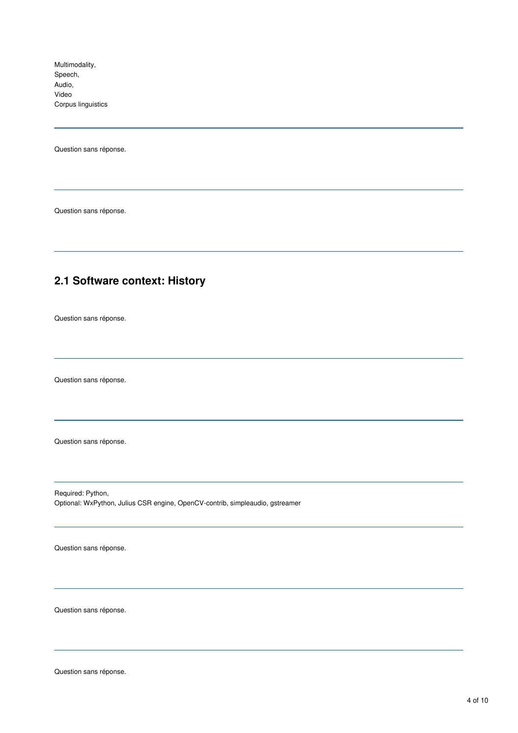Multimodality,
Speech,
Audio,
Video
Corpus linguistics

---

Question sans réponse.

---

Question sans réponse.

---

## 2.1 Software context: History

Question sans réponse.

---

Question sans réponse.

---

Question sans réponse.

---

Required: Python,
Optional: WxPython, Julius CSR engine, OpenCV-contrib, simpleaudio, gstreamer

---

Question sans réponse.

---

Question sans réponse.

---

Question sans réponse.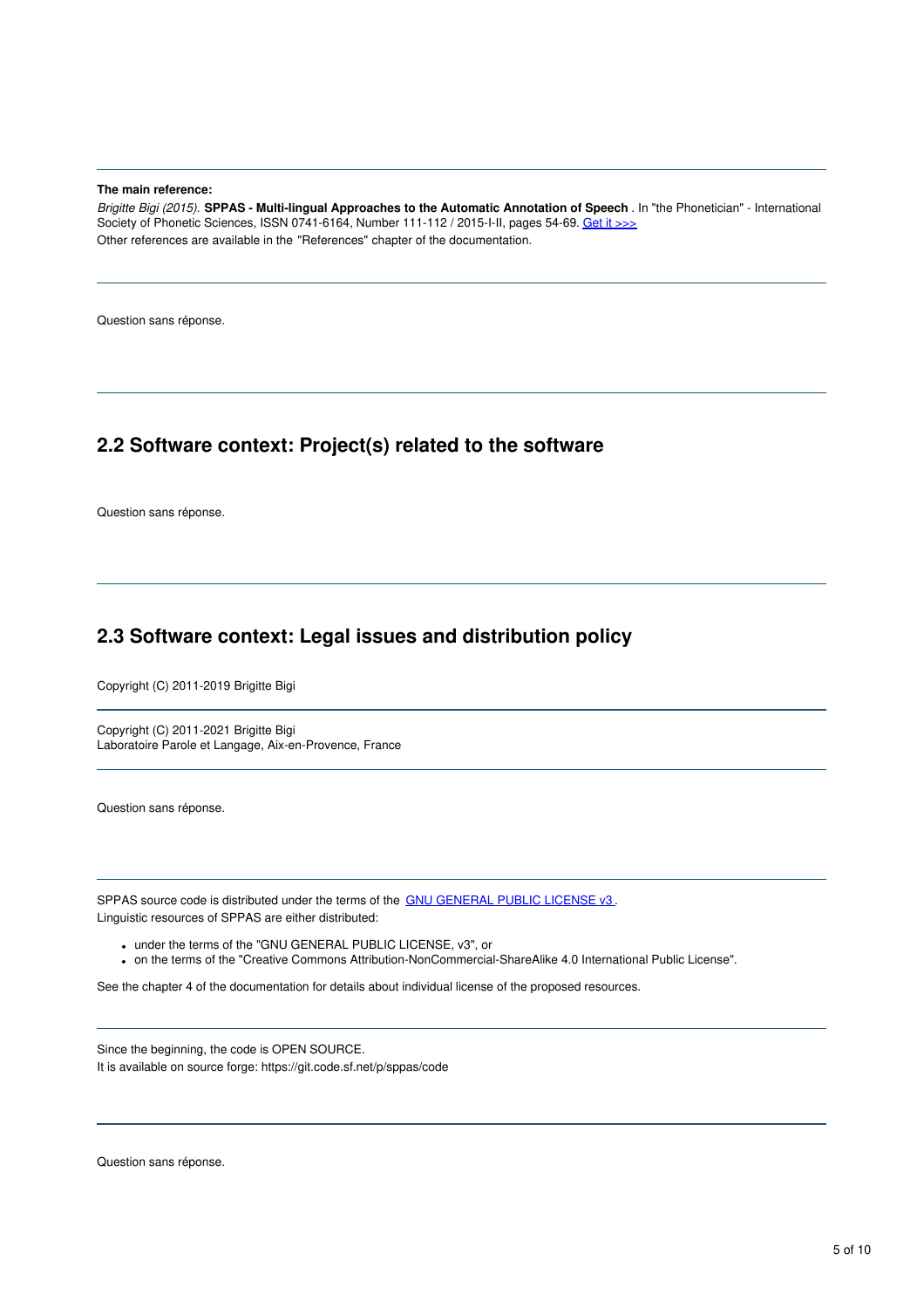**The main reference:**

*Brigitte Bigi (2015).* **SPPAS - Multi-lingual Approaches to the Automatic Annotation of Speech** . In "the Phonetician" - International Society of Phonetic Sciences, ISSN 0741-6164, Number 111-112 / 2015-I-II, pages 54-69. [Get it >>>]

Other references are available in the "References" chapter of the documentation.

---

Question sans réponse.

---

## 2.2 Software context: Project(s) related to the software

Question sans réponse.

---

## 2.3 Software context: Legal issues and distribution policy

Copyright (C) 2011-2019 Brigitte Bigi

---

Copyright (C) 2011-2021 Brigitte Bigi
Laboratoire Parole et Langage, Aix-en-Provence, France

---

Question sans réponse.

---

SPPAS source code is distributed under the terms of the GNU GENERAL PUBLIC LICENSE v3 .
Linguistic resources of SPPAS are either distributed:

- under the terms of the "GNU GENERAL PUBLIC LICENSE, v3", or
- on the terms of the "Creative Commons Attribution-NonCommercial-ShareAlike 4.0 International Public License".

See the chapter 4 of the documentation for details about individual license of the proposed resources.

---

Since the beginning, the code is OPEN SOURCE.
It is available on source forge: https://git.code.sf.net/p/sppas/code

---

Question sans réponse.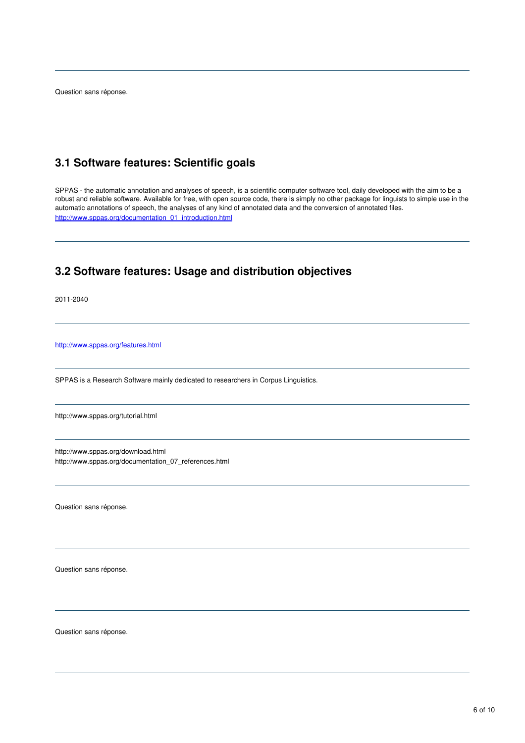Question sans réponse.

---

## 3.1 Software features: Scientific goals

SPPAS - the automatic annotation and analyses of speech, is a scientific computer software tool, daily developed with the aim to be a robust and reliable software. Available for free, with open source code, there is simply no other package for linguists to simple use in the automatic annotations of speech, the analyses of any kind of annotated data and the conversion of annotated files.
[http://www.sppas.org/documentation_01_introduction.html](http://www.sppas.org/documentation_01_introduction.html)

---

## 3.2 Software features: Usage and distribution objectives

2011-2040

---

[http://www.sppas.org/features.html](http://www.sppas.org/features.html)

---

SPPAS is a Research Software mainly dedicated to researchers in Corpus Linguistics.

---

http://www.sppas.org/tutorial.html

---

http://www.sppas.org/download.html
http://www.sppas.org/documentation_07_references.html

---

Question sans réponse.

---

Question sans réponse.

---

Question sans réponse.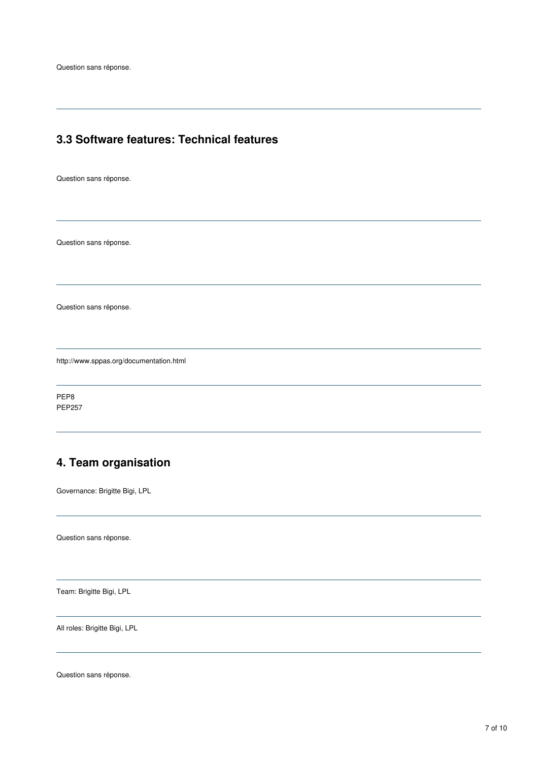Question sans réponse.

---

## 3.3 Software features: Technical features

Question sans réponse.

---

Question sans réponse.

---

Question sans réponse.

---

http://www.sppas.org/documentation.html

---

PEP8
PEP257

---

## 4. Team organisation

Governance: Brigitte Bigi, LPL

---

Question sans réponse.

---

Team: Brigitte Bigi, LPL

---

All roles: Brigitte Bigi, LPL

---

Question sans réponse.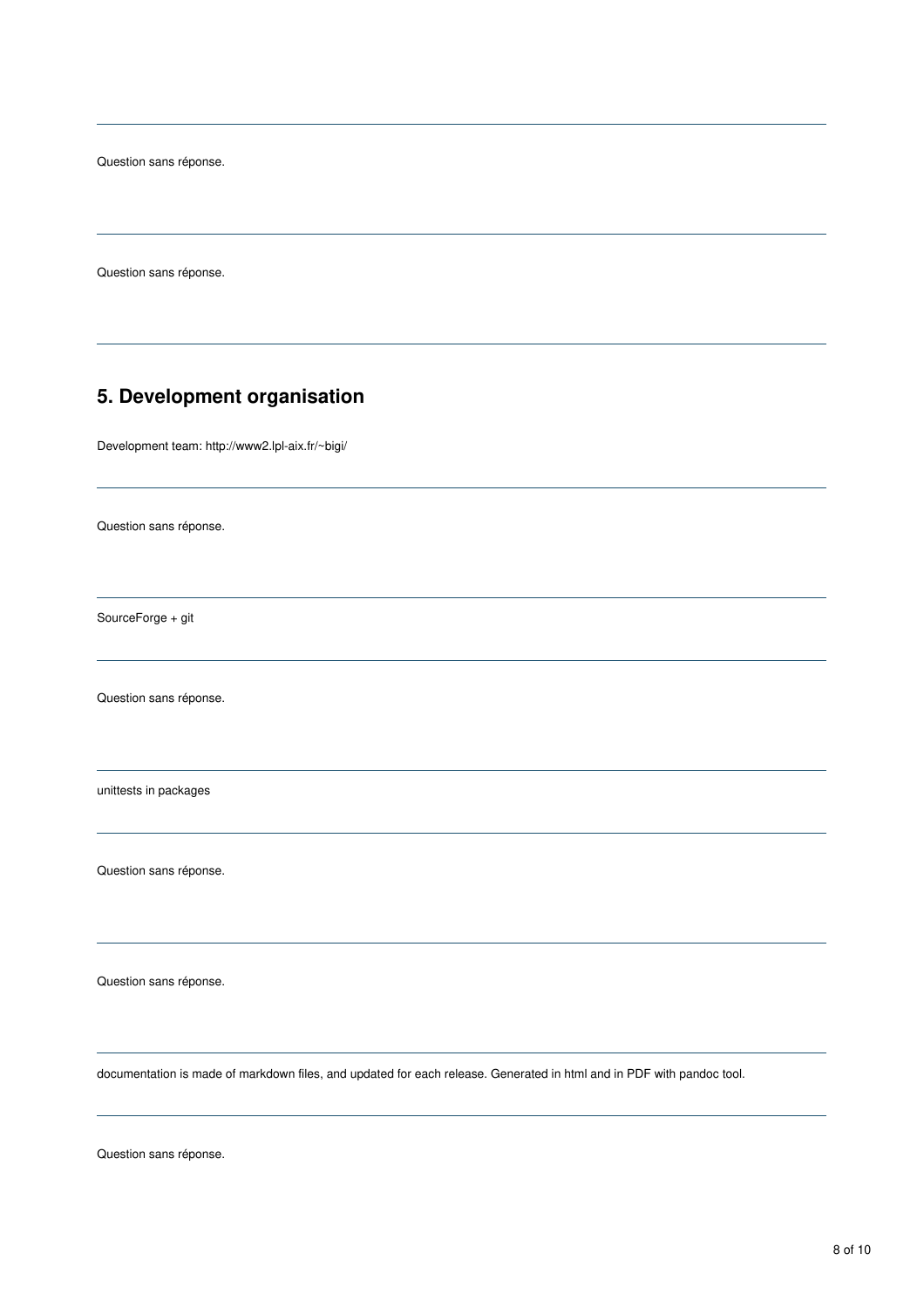Question sans réponse.

---

Question sans réponse.

---

## 5. Development organisation

Development team: http://www2.lpl-aix.fr/~bigi/

---

Question sans réponse.

---

SourceForge + git

---

Question sans réponse.

---

unittests in packages

---

Question sans réponse.

---

Question sans réponse.

---

documentation is made of markdown files, and updated for each release. Generated in html and in PDF with pandoc tool.

---

Question sans réponse.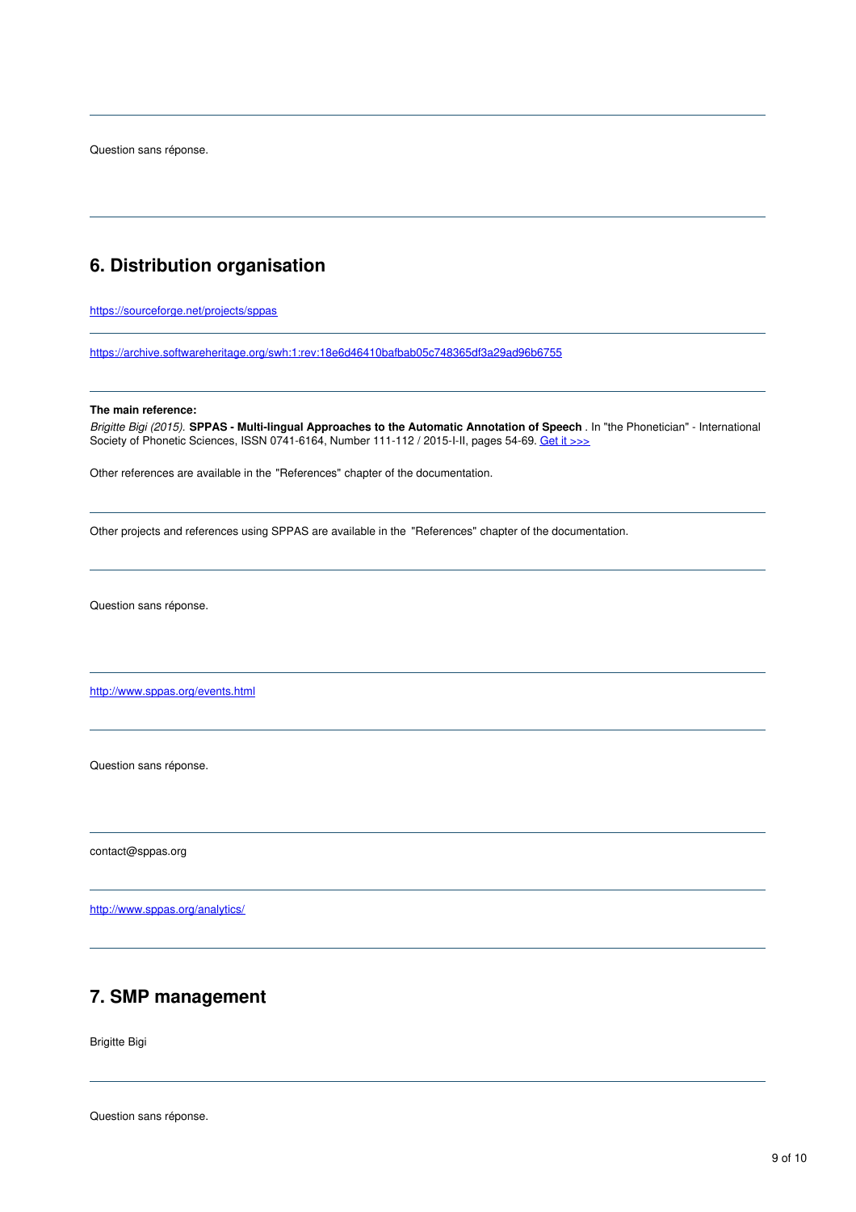---

Question sans réponse.

---

## 6. Distribution organisation

https://sourceforge.net/projects/sppas

---

https://archive.softwareheritage.org/swh:1:rev:18e6d46410bafbab05c748365df3a29ad96b6755

---

**The main reference:**
*Brigitte Bigi (2015).* **SPPAS - Multi-lingual Approaches to the Automatic Annotation of Speech** . In "the Phonetician" - International Society of Phonetic Sciences, ISSN 0741-6164, Number 111-112 / 2015-I-II, pages 54-69. Get it >>>

Other references are available in the "References" chapter of the documentation.

---

Other projects and references using SPPAS are available in the "References" chapter of the documentation.

---

Question sans réponse.

---

http://www.sppas.org/events.html

---

Question sans réponse.

---

contact@sppas.org

---

http://www.sppas.org/analytics/

---

## 7. SMP management

Brigitte Bigi

---

Question sans réponse.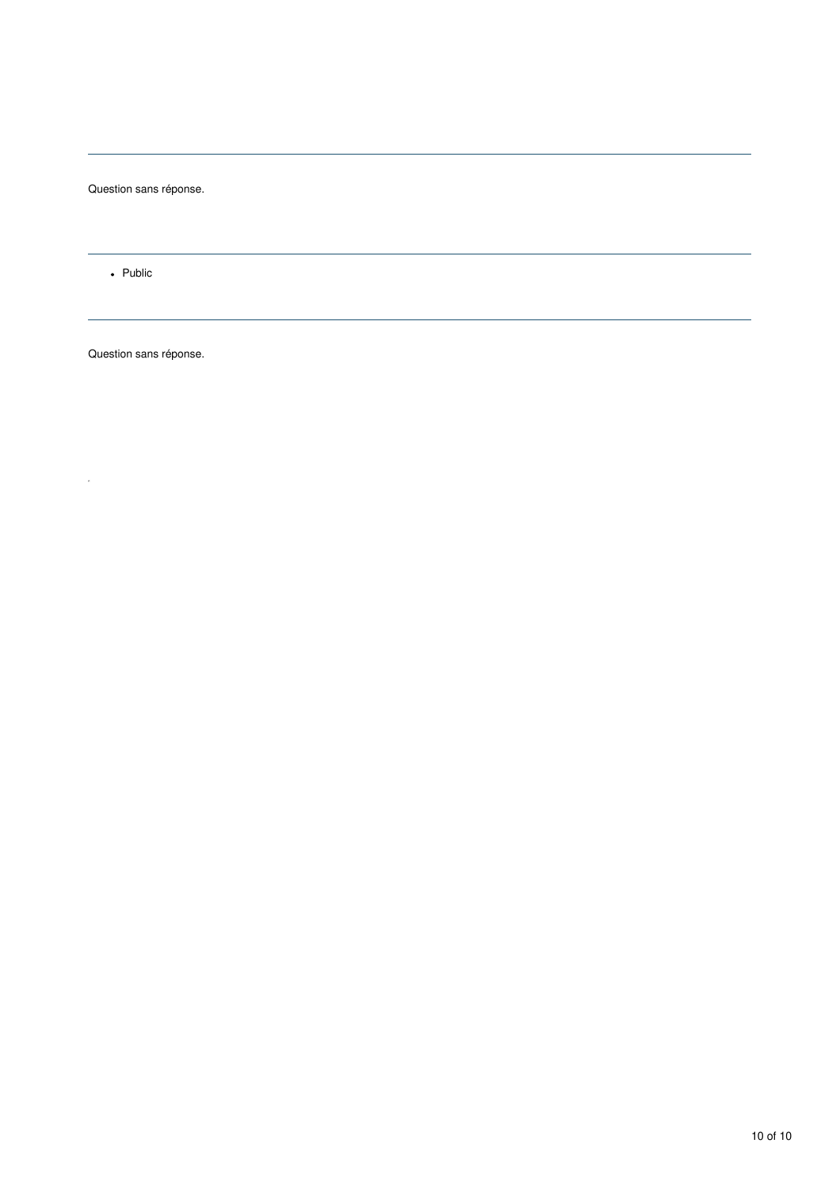---

Question sans réponse.

---

- Public

---

Question sans réponse.